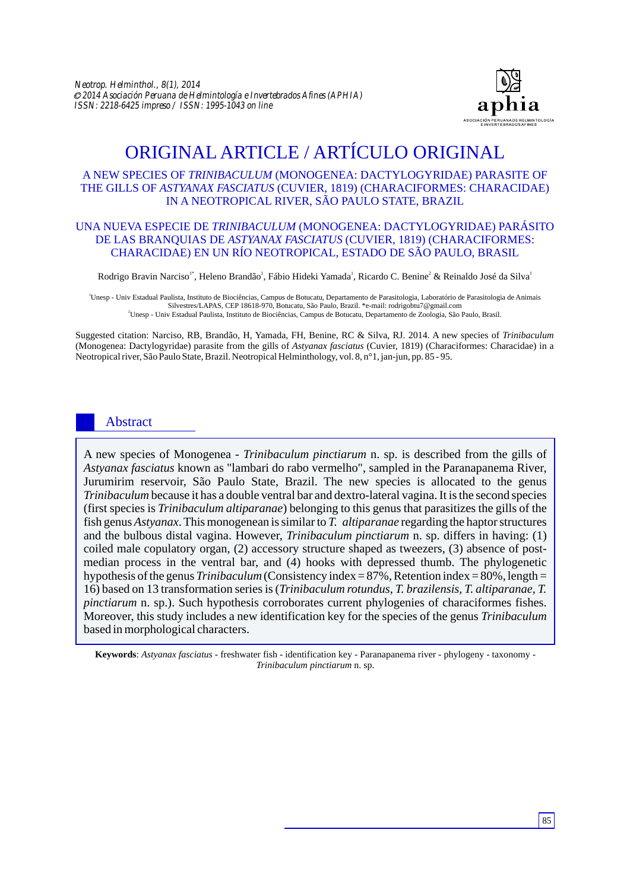Neotrop. Helminthol., 8(1), 2014
© 2014 Asociación Peruana de Helmintología e Invertebrados Afines (APHIA)
ISSN: 2218-6425 impreso / ISSN: 1995-1043 on line

# ORIGINAL ARTICLE / ARTÍCULO ORIGINAL

## A NEW SPECIES OF *TRINIBACULUM* (MONOGENEA: DACTYLOGYRIDAE) PARASITE OF THE GILLS OF *ASTYANAX FASCIATUS* (CUVIER, 1819) (CHARACIFORMES: CHARACIDAE) IN A NEOTROPICAL RIVER, SÃO PAULO STATE, BRAZIL

## UNA NUEVA ESPECIE DE *TRINIBACULUM* (MONOGENEA: DACTYLOGYRIDAE) PARÁSITO DE LAS BRANQUIAS DE *ASTYANAX FASCIATUS* (CUVIER, 1819) (CHARACIFORMES: CHARACIDAE) EN UN RÍO NEOTROPICAL, ESTADO DE SÃO PAULO, BRASIL

Rodrigo Bravin Narciso[1*], Heleno Brandão[1], Fábio Hideki Yamada[1], Ricardo C. Benine[2] & Reinaldo José da Silva[1]

[1]Unesp - Univ Estadual Paulista, Instituto de Biociências, Campus de Botucatu, Departamento de Parasitologia, Laboratório de Parasitologia de Animais Silvestres/LAPAS, CEP 18618-970, Botucatu, São Paulo, Brazil. *e-mail: rodrigobtu7@gmail.com
[2]Unesp - Univ Estadual Paulista, Instituto de Biociências, Campus de Botucatu, Departamento de Zoologia, São Paulo, Brasil.

Suggested citation: Narciso, RB, Brandão, H, Yamada, FH, Benine, RC & Silva, RJ. 2014. A new species of *Trinibaculum* (Monogenea: Dactylogyridae) parasite from the gills of *Astyanax fasciatus* (Cuvier, 1819) (Characiformes: Characidae) in a Neotropical river, São Paulo State, Brazil. Neotropical Helminthology, vol. 8, n°1, jan-jun, pp. 85 - 95.

## Abstract

A new species of Monogenea - *Trinibaculum pinctiarum* n. sp. is described from the gills of *Astyanax fasciatus* known as "lambari do rabo vermelho", sampled in the Paranapanema River, Jurumirim reservoir, São Paulo State, Brazil. The new species is allocated to the genus *Trinibaculum* because it has a double ventral bar and dextro-lateral vagina. It is the second species (first species is *Trinibaculum altiparanae*) belonging to this genus that parasitizes the gills of the fish genus *Astyanax*. This monogenean is similar to *T. altiparanae* regarding the haptor structures and the bulbous distal vagina. However, *Trinibaculum pinctiarum* n. sp. differs in having: (1) coiled male copulatory organ, (2) accessory structure shaped as tweezers, (3) absence of post-median process in the ventral bar, and (4) hooks with depressed thumb. The phylogenetic hypothesis of the genus *Trinibaculum* (Consistency index = 87%, Retention index = 80%, length = 16) based on 13 transformation series is (*Trinibaculum rotundus*, *T. brazilensis*, *T. altiparanae*, *T. pinctiarum* n. sp.). Such hypothesis corroborates current phylogenies of characiformes fishes. Moreover, this study includes a new identification key for the species of the genus *Trinibaculum* based in morphological characters.

**Keywords**: *Astyanax fasciatus* - freshwater fish - identification key - Paranapanema river - phylogeny - taxonomy - *Trinibaculum pinctiarum* n. sp.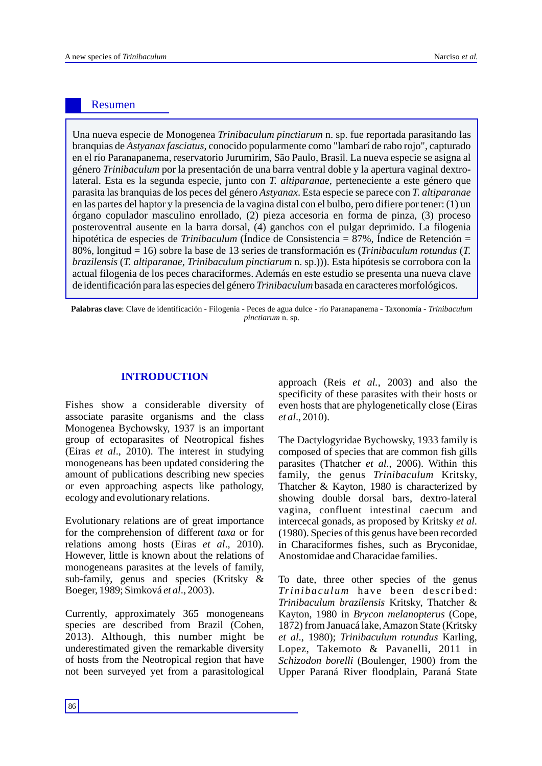## Resumen

Una nueva especie de Monogenea *Trinibaculum pinctiarum* n. sp. fue reportada parasitando las branquias de *Astyanax fasciatus*, conocido popularmente como "lambarí de rabo rojo", capturado en el río Paranapanema, reservatorio Jurumirim, São Paulo, Brasil. La nueva especie se asigna al género *Trinibaculum* por la presentación de una barra ventral doble y la apertura vaginal dextro-lateral. Esta es la segunda especie, junto con *T. altiparanae,* perteneciente a este género que parasita las branquias de los peces del género *Astyanax*. Esta especie se parece con *T. altiparanae* en las partes del haptor y la presencia de la vagina distal con el bulbo, pero difiere por tener: (1) un órgano copulador masculino enrollado, (2) pieza accesoria en forma de pinza, (3) proceso posteroventral ausente en la barra dorsal, (4) ganchos con el pulgar deprimido. La filogenia hipotética de especies de *Trinibaculum* (Índice de Consistencia = 87%, Índice de Retención = 80%, longitud = 16) sobre la base de 13 series de transformación es (*Trinibaculum rotundus* (*T. brazilensis* (*T. altiparanae*, *Trinibaculum pinctiarum* n. sp.))). Esta hipótesis se corrobora con la actual filogenia de los peces characiformes. Además en este estudio se presenta una nueva clave de identificación para las especies del género *Trinibaculum* basada en caracteres morfológicos.

**Palabras clave**: Clave de identificación - Filogenia - Peces de agua dulce - río Paranapanema - Taxonomía - *Trinibaculum pinctiarum* n. sp.

## INTRODUCTION

Fishes show a considerable diversity of associate parasite organisms and the class Monogenea Bychowsky, 1937 is an important group of ectoparasites of Neotropical fishes (Eiras *et al*., 2010). The interest in studying monogeneans has been updated considering the amount of publications describing new species or even approaching aspects like pathology, ecology and evolutionary relations.

Evolutionary relations are of great importance for the comprehension of different *taxa* or for relations among hosts (Eiras *et al*., 2010). However, little is known about the relations of monogeneans parasites at the levels of family, sub-family, genus and species (Kritsky & Boeger, 1989; Simková *et al*., 2003).

Currently, approximately 365 monogeneans species are described from Brazil (Cohen, 2013). Although, this number might be underestimated given the remarkable diversity of hosts from the Neotropical region that have not been surveyed yet from a parasitological approach (Reis *et al.*, 2003) and also the specificity of these parasites with their hosts or even hosts that are phylogenetically close (Eiras *et al*., 2010).

The Dactylogyridae Bychowsky, 1933 family is composed of species that are common fish gills parasites (Thatcher *et al*., 2006). Within this family, the genus *Trinibaculum* Kritsky, Thatcher & Kayton, 1980 is characterized by showing double dorsal bars, dextro-lateral vagina, confluent intestinal caecum and intercecal gonads, as proposed by Kritsky *et al.* (1980). Species of this genus have been recorded in Characiformes fishes, such as Bryconidae, Anostomidae and Characidae families.

To date, three other species of the genus *Trinibaculum* have been described: *Trinibaculum brazilensis* Kritsky, Thatcher & Kayton, 1980 in *Brycon melanopterus* (Cope, 1872) from Januacá lake, Amazon State (Kritsky *et al*., 1980); *Trinibaculum rotundus* Karling, Lopez, Takemoto & Pavanelli, 2011 in *Schizodon borelli* (Boulenger, 1900) from the Upper Paraná River floodplain, Paraná State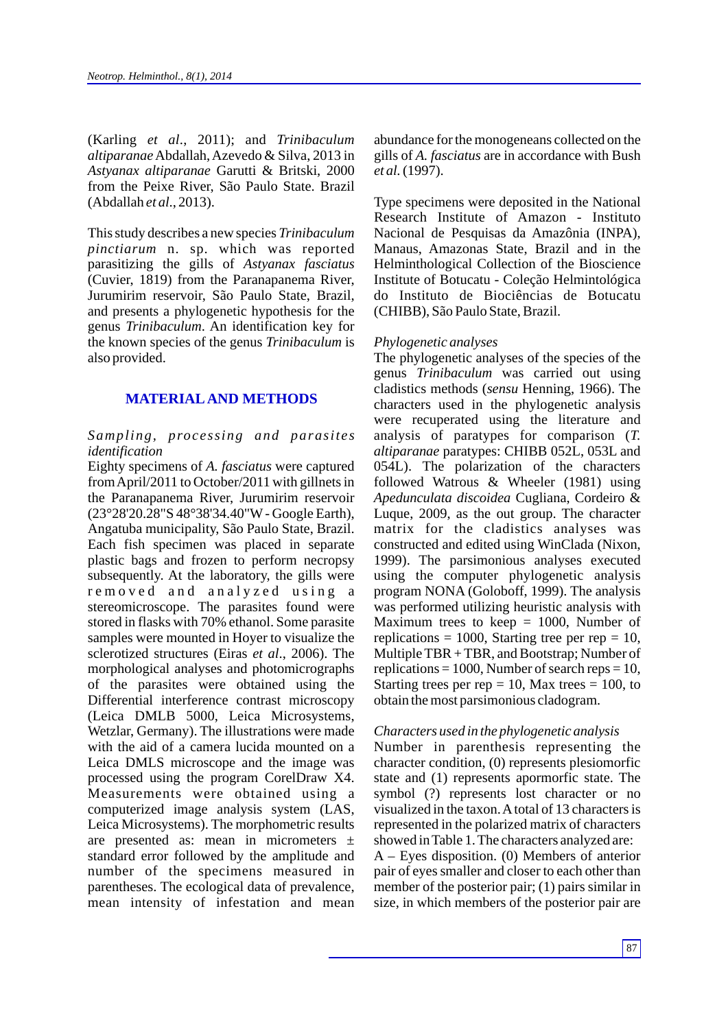(Karling *et al*., 2011); and *Trinibaculum altiparanae* Abdallah, Azevedo & Silva, 2013 in *Astyanax altiparanae* Garutti & Britski, 2000 from the Peixe River, São Paulo State. Brazil (Abdallah *et al*., 2013).

This study describes a new species *Trinibaculum pinctiarum* n. sp. which was reported parasitizing the gills of *Astyanax fasciatus* (Cuvier, 1819) from the Paranapanema River, Jurumirim reservoir, São Paulo State, Brazil, and presents a phylogenetic hypothesis for the genus *Trinibaculum*. An identification key for the known species of the genus *Trinibaculum* is also provided.

## MATERIAL AND METHODS

### *Sampling, processing and parasites identification*

Eighty specimens of *A. fasciatus* were captured from April/2011 to October/2011 with gillnets in the Paranapanema River, Jurumirim reservoir (23°28'20.28"S 48°38'34.40"W - Google Earth), Angatuba municipality, São Paulo State, Brazil. Each fish specimen was placed in separate plastic bags and frozen to perform necropsy subsequently. At the laboratory, the gills were removed and analyzed using a stereomicroscope. The parasites found were stored in flasks with 70% ethanol. Some parasite samples were mounted in Hoyer to visualize the sclerotized structures (Eiras *et al*., 2006). The morphological analyses and photomicrographs of the parasites were obtained using the Differential interference contrast microscopy (Leica DMLB 5000, Leica Microsystems, Wetzlar, Germany). The illustrations were made with the aid of a camera lucida mounted on a Leica DMLS microscope and the image was processed using the program CorelDraw X4. Measurements were obtained using a computerized image analysis system (LAS, Leica Microsystems). The morphometric results are presented as: mean in micrometers ± standard error followed by the amplitude and number of the specimens measured in parentheses. The ecological data of prevalence, mean intensity of infestation and mean abundance for the monogeneans collected on the gills of *A. fasciatus* are in accordance with Bush *et al.* (1997).

Type specimens were deposited in the National Research Institute of Amazon - Instituto Nacional de Pesquisas da Amazônia (INPA), Manaus, Amazonas State, Brazil and in the Helminthological Collection of the Bioscience Institute of Botucatu - Coleção Helmintológica do Instituto de Biociências de Botucatu (CHIBB), São Paulo State, Brazil.

### *Phylogenetic analyses*

The phylogenetic analyses of the species of the genus *Trinibaculum* was carried out using cladistics methods (*sensu* Henning, 1966). The characters used in the phylogenetic analysis were recuperated using the literature and analysis of paratypes for comparison (*T. altiparanae* paratypes: CHIBB 052L, 053L and 054L). The polarization of the characters followed Watrous & Wheeler (1981) using *Apedunculata discoidea* Cugliana, Cordeiro & Luque, 2009, as the out group. The character matrix for the cladistics analyses was constructed and edited using WinClada (Nixon, 1999). The parsimonious analyses executed using the computer phylogenetic analysis program NONA (Goloboff, 1999). The analysis was performed utilizing heuristic analysis with Maximum trees to keep = 1000, Number of replications = 1000, Starting tree per rep = 10, Multiple TBR + TBR, and Bootstrap; Number of replications = 1000, Number of search reps = 10, Starting trees per rep = 10, Max trees = 100, to obtain the most parsimonious cladogram.

### *Characters used in the phylogenetic analysis*

Number in parenthesis representing the character condition, (0) represents plesiomorfic state and (1) represents apormorfic state. The symbol (?) represents lost character or no visualized in the taxon. A total of 13 characters is represented in the polarized matrix of characters showed in Table 1. The characters analyzed are:

A – Eyes disposition. (0) Members of anterior pair of eyes smaller and closer to each other than member of the posterior pair; (1) pairs similar in size, in which members of the posterior pair are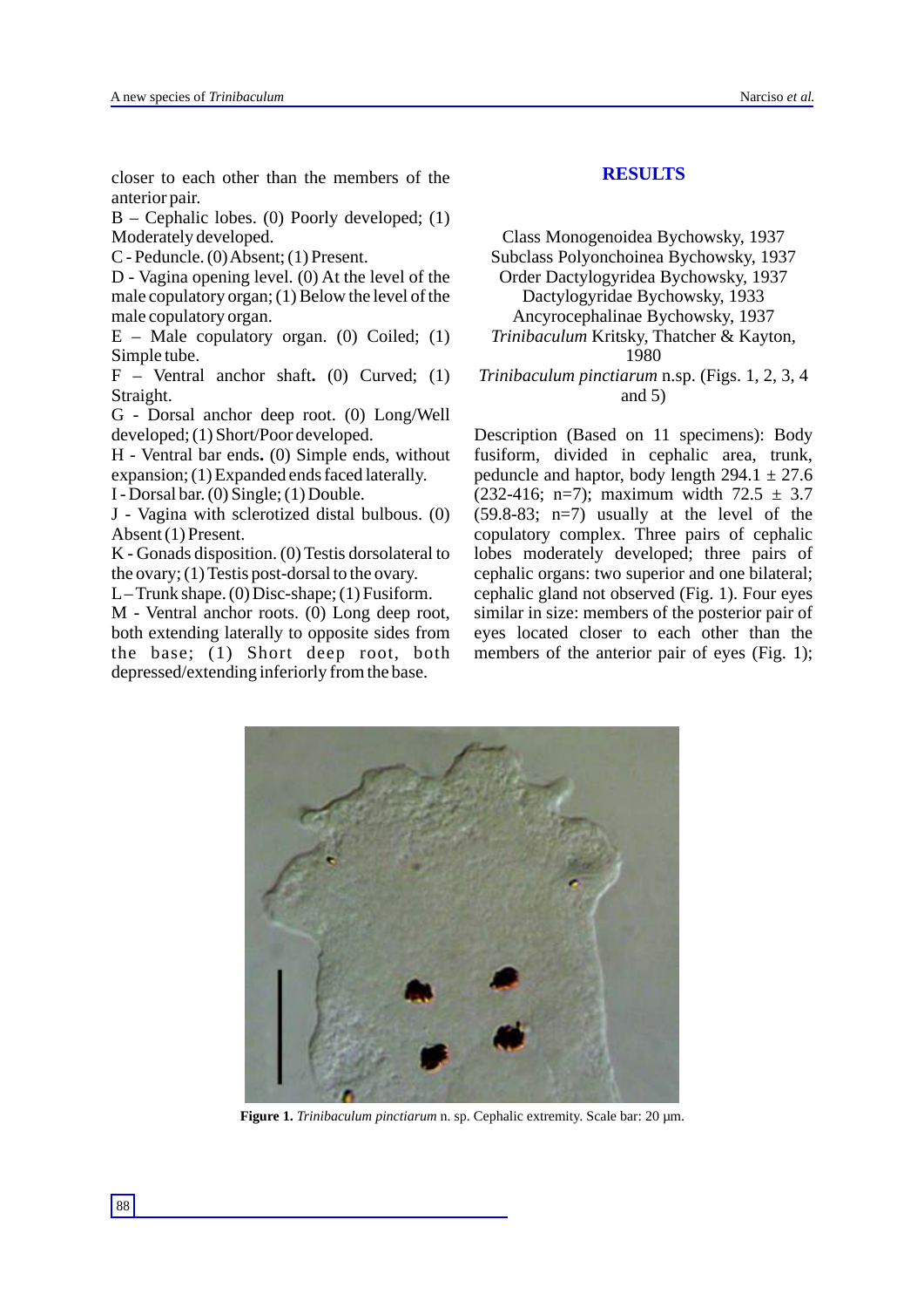closer to each other than the members of the anterior pair.

B – Cephalic lobes. (0) Poorly developed; (1) Moderately developed.

C - Peduncle. (0) Absent; (1) Present.

D - Vagina opening level. (0) At the level of the male copulatory organ; (1) Below the level of the male copulatory organ.

E – Male copulatory organ. (0) Coiled; (1) Simple tube.

F – Ventral anchor shaft**.** (0) Curved; (1) Straight.

G - Dorsal anchor deep root. (0) Long/Well developed; (1) Short/Poor developed.

H - Ventral bar ends**.** (0) Simple ends, without expansion; (1) Expanded ends faced laterally.

I - Dorsal bar. (0) Single; (1) Double.

J - Vagina with sclerotized distal bulbous. (0) Absent (1) Present.

K - Gonads disposition. (0) Testis dorsolateral to the ovary; (1) Testis post-dorsal to the ovary.

L – Trunk shape. (0) Disc-shape; (1) Fusiform.

M - Ventral anchor roots. (0) Long deep root, both extending laterally to opposite sides from the base; (1) Short deep root, both depressed/extending inferiorly from the base.

## RESULTS

Class Monogenoidea Bychowsky, 1937
Subclass Polyonchoinea Bychowsky, 1937
Order Dactylogyridea Bychowsky, 1937
Dactylogyridae Bychowsky, 1933
Ancyrocephalinae Bychowsky, 1937
*Trinibaculum* Kritsky, Thatcher & Kayton, 1980
*Trinibaculum pinctiarum* n.sp. (Figs. 1, 2, 3, 4 and 5)

Description (Based on 11 specimens): Body fusiform, divided in cephalic area, trunk, peduncle and haptor, body length 294.1 ± 27.6 (232-416; n=7); maximum width 72.5 ± 3.7 (59.8-83; n=7) usually at the level of the copulatory complex. Three pairs of cephalic lobes moderately developed; three pairs of cephalic organs: two superior and one bilateral; cephalic gland not observed (Fig. 1). Four eyes similar in size: members of the posterior pair of eyes located closer to each other than the members of the anterior pair of eyes (Fig. 1);

**Figure 1.** *Trinibaculum pinctiarum* n. sp. Cephalic extremity. Scale bar: 20 µm.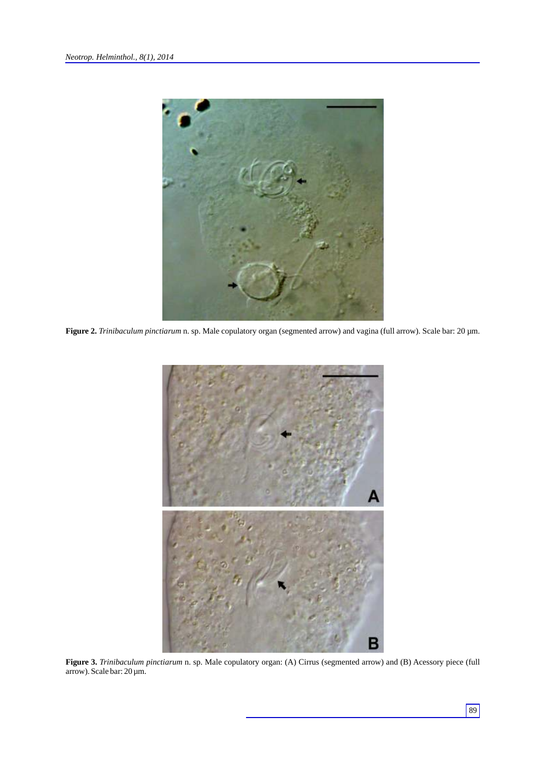**Figure 2.** *Trinibaculum pinctiarum* n. sp. Male copulatory organ (segmented arrow) and vagina (full arrow). Scale bar: 20 µm.

**Figure 3.** *Trinibaculum pinctiarum* n. sp. Male copulatory organ: (A) Cirrus (segmented arrow) and (B) Acessory piece (full arrow). Scale bar: 20 µm.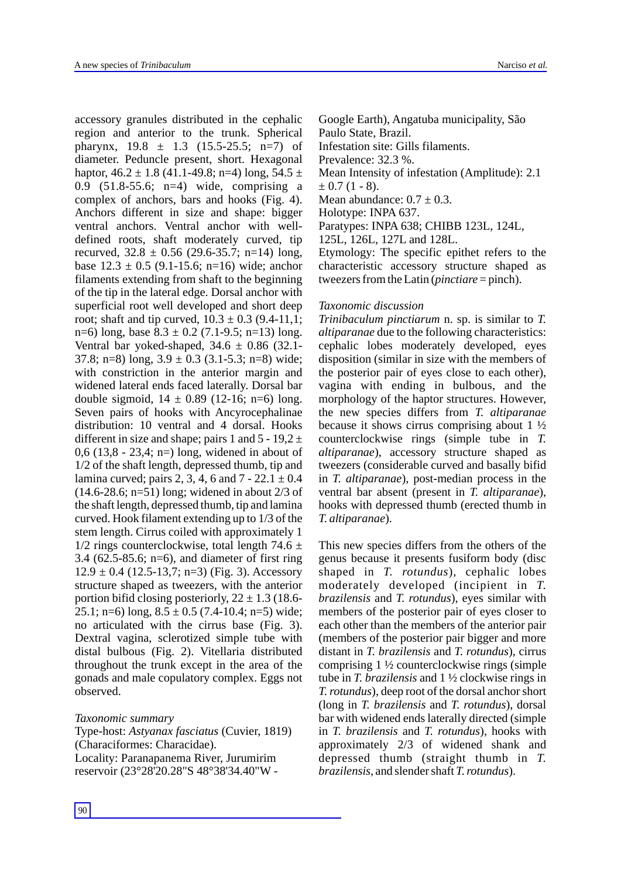accessory granules distributed in the cephalic region and anterior to the trunk. Spherical pharynx, 19.8 ± 1.3 (15.5-25.5; n=7) of diameter. Peduncle present, short. Hexagonal haptor, 46.2 ± 1.8 (41.1-49.8; n=4) long, 54.5 ± 0.9 (51.8-55.6; n=4) wide, comprising a complex of anchors, bars and hooks (Fig. 4). Anchors different in size and shape: bigger ventral anchors. Ventral anchor with well-defined roots, shaft moderately curved, tip recurved, 32.8 ± 0.56 (29.6-35.7; n=14) long, base 12.3 ± 0.5 (9.1-15.6; n=16) wide; anchor filaments extending from shaft to the beginning of the tip in the lateral edge. Dorsal anchor with superficial root well developed and short deep root; shaft and tip curved, 10.3 ± 0.3 (9.4-11,1; n=6) long, base 8.3 ± 0.2 (7.1-9.5; n=13) long. Ventral bar yoked-shaped, 34.6 ± 0.86 (32.1-37.8; n=8) long, 3.9 ± 0.3 (3.1-5.3; n=8) wide; with constriction in the anterior margin and widened lateral ends faced laterally. Dorsal bar double sigmoid, 14 ± 0.89 (12-16; n=6) long. Seven pairs of hooks with Ancyrocephalinae distribution: 10 ventral and 4 dorsal. Hooks different in size and shape; pairs 1 and 5 - 19,2 ± 0,6 (13,8 - 23,4; n=) long, widened in about of 1/2 of the shaft length, depressed thumb, tip and lamina curved; pairs 2, 3, 4, 6 and 7 - 22.1 ± 0.4 (14.6-28.6; n=51) long; widened in about 2/3 of the shaft length, depressed thumb, tip and lamina curved. Hook filament extending up to 1/3 of the stem length. Cirrus coiled with approximately 1 1/2 rings counterclockwise, total length 74.6 ± 3.4 (62.5-85.6; n=6), and diameter of first ring 12.9 ± 0.4 (12.5-13,7; n=3) (Fig. 3). Accessory structure shaped as tweezers, with the anterior portion bifid closing posteriorly, 22 ± 1.3 (18.6-25.1; n=6) long, 8.5 ± 0.5 (7.4-10.4; n=5) wide; no articulated with the cirrus base (Fig. 3). Dextral vagina, sclerotized simple tube with distal bulbous (Fig. 2). Vitellaria distributed throughout the trunk except in the area of the gonads and male copulatory complex. Eggs not observed.

*Taxonomic summary*

Type-host: *Astyanax fasciatus* (Cuvier, 1819) (Characiformes: Characidae).
Locality: Paranapanema River, Jurumirim reservoir (23°28'20.28"S 48°38'34.40"W - Google Earth), Angatuba municipality, São Paulo State, Brazil.
Infestation site: Gills filaments.
Prevalence: 32.3 %.
Mean Intensity of infestation (Amplitude): 2.1 ± 0.7 (1 - 8).
Mean abundance: 0.7 ± 0.3.
Holotype: INPA 637.
Paratypes: INPA 638; CHIBB 123L, 124L, 125L, 126L, 127L and 128L.
Etymology: The specific epithet refers to the characteristic accessory structure shaped as tweezers from the Latin (*pinctiare* = pinch).

*Taxonomic discussion*

*Trinibaculum pinctiarum* n. sp. is similar to *T. altiparanae* due to the following characteristics: cephalic lobes moderately developed, eyes disposition (similar in size with the members of the posterior pair of eyes close to each other), vagina with ending in bulbous, and the morphology of the haptor structures. However, the new species differs from *T. altiparanae* because it shows cirrus comprising about 1 ½ counterclockwise rings (simple tube in *T. altiparanae*), accessory structure shaped as tweezers (considerable curved and basally bifid in *T. altiparanae*), post-median process in the ventral bar absent (present in *T. altiparanae*), hooks with depressed thumb (erected thumb in *T. altiparanae*).

This new species differs from the others of the genus because it presents fusiform body (disc shaped in *T. rotundus*), cephalic lobes moderately developed (incipient in *T. brazilensis* and *T. rotundus*), eyes similar with members of the posterior pair of eyes closer to each other than the members of the anterior pair (members of the posterior pair bigger and more distant in *T. brazilensis* and *T. rotundus*), cirrus comprising 1 ½ counterclockwise rings (simple tube in *T. brazilensis* and 1 ½ clockwise rings in *T. rotundus*), deep root of the dorsal anchor short (long in *T. brazilensis* and *T. rotundus*), dorsal bar with widened ends laterally directed (simple in *T. brazilensis* and *T. rotundus*), hooks with approximately 2/3 of widened shank and depressed thumb (straight thumb in *T. brazilensis*, and slender shaft *T. rotundus*).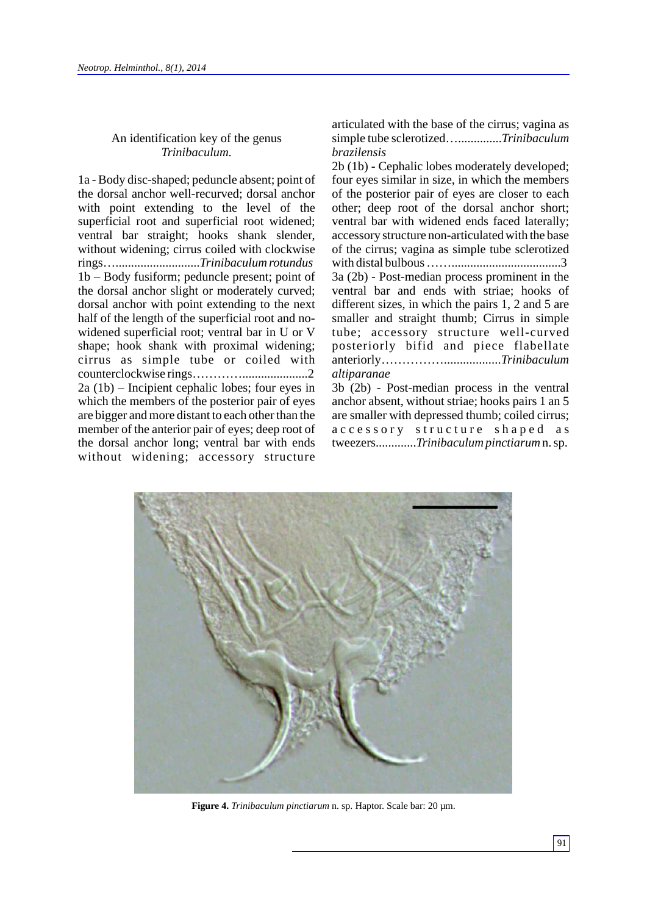An identification key of the genus *Trinibaculum.*

1a - Body disc-shaped; peduncle absent; point of the dorsal anchor well-recurved; dorsal anchor with point extending to the level of the superficial root and superficial root widened; ventral bar straight; hooks shank slender, without widening; cirrus coiled with clockwise rings…..........................*Trinibaculum rotundus*

1b – Body fusiform; peduncle present; point of the dorsal anchor slight or moderately curved; dorsal anchor with point extending to the next half of the length of the superficial root and no-widened superficial root; ventral bar in U or V shape; hook shank with proximal widening; cirrus as simple tube or coiled with counterclockwise rings…………......................2

2a (1b) – Incipient cephalic lobes; four eyes in which the members of the posterior pair of eyes are bigger and more distant to each other than the member of the anterior pair of eyes; deep root of the dorsal anchor long; ventral bar with ends without widening; accessory structure articulated with the base of the cirrus; vagina as simple tube sclerotized…..............*Trinibaculum brazilensis*

2b (1b) - Cephalic lobes moderately developed; four eyes similar in size, in which the members of the posterior pair of eyes are closer to each other; deep root of the dorsal anchor short; ventral bar with widened ends faced laterally; accessory structure non-articulated with the base of the cirrus; vagina as simple tube sclerotized with distal bulbous ……....................................3

3a (2b) - Post-median process prominent in the ventral bar and ends with striae; hooks of different sizes, in which the pairs 1, 2 and 5 are smaller and straight thumb; Cirrus in simple tube; accessory structure well-curved posteriorly bifid and piece flabellate anteriorly……………...................*Trinibaculum altiparanae*

3b (2b) - Post-median process in the ventral anchor absent, without striae; hooks pairs 1 an 5 are smaller with depressed thumb; coiled cirrus; accessory structure shaped as tweezers.............*Trinibaculum pinctiarum* n. sp.

**Figure 4.** *Trinibaculum pinctiarum* n. sp. Haptor. Scale bar: 20 µm.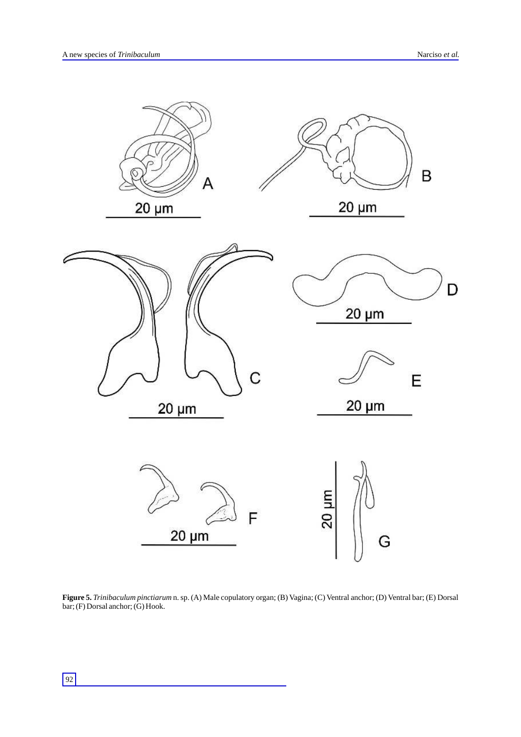**Figure 5.** *Trinibaculum pinctiarum* n. sp. (A) Male copulatory organ; (B) Vagina; (C) Ventral anchor; (D) Ventral bar; (E) Dorsal bar; (F) Dorsal anchor; (G) Hook.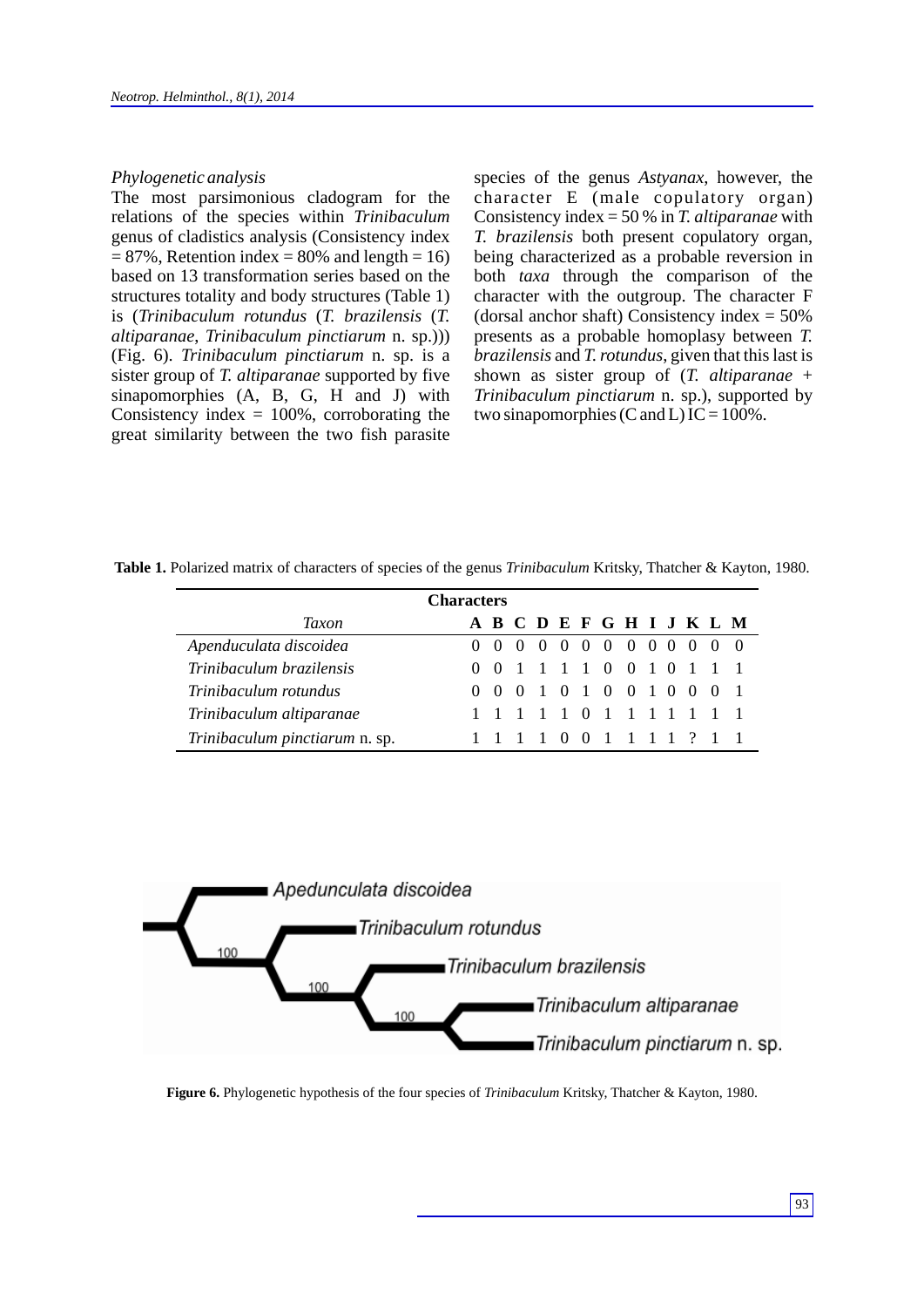*Phylogenetic analysis*

The most parsimonious cladogram for the relations of the species within *Trinibaculum* genus of cladistics analysis (Consistency index = 87%, Retention index = 80% and length = 16) based on 13 transformation series based on the structures totality and body structures (Table 1) is (*Trinibaculum rotundus* (*T. brazilensis* (*T. altiparanae*, *Trinibaculum pinctiarum* n. sp.))) (Fig. 6). *Trinibaculum pinctiarum* n. sp. is a sister group of *T. altiparanae* supported by five sinapomorphies (A, B, G, H and J) with Consistency index = 100%, corroborating the great similarity between the two fish parasite species of the genus *Astyanax*, however, the character E (male copulatory organ) Consistency index = 50 % in *T. altiparanae* with *T. brazilensis* both present copulatory organ, being characterized as a probable reversion in both *taxa* through the comparison of the character with the outgroup. The character F (dorsal anchor shaft) Consistency index = 50% presents as a probable homoplasy between *T. brazilensis* and *T. rotundus*, given that this last is shown as sister group of (*T. altiparanae* + *Trinibaculum pinctiarum* n. sp.), supported by two sinapomorphies (C and L) IC = 100%.

**Table 1.** Polarized matrix of characters of species of the genus *Trinibaculum* Kritsky, Thatcher & Kayton, 1980.

| | **Characters** | | | | | | | | | | | | |
|---|---|---|---|---|---|---|---|---|---|---|---|---|---|
| *Taxon* | **A** | **B** | **C** | **D** | **E** | **F** | **G** | **H** | **I** | **J** | **K** | **L** | **M** |
| *Apenduculata discoidea* | 0 | 0 | 0 | 0 | 0 | 0 | 0 | 0 | 0 | 0 | 0 | 0 | 0 |
| *Trinibaculum brazilensis* | 0 | 0 | 1 | 1 | 1 | 1 | 0 | 0 | 1 | 0 | 1 | 1 | 1 |
| *Trinibaculum rotundus* | 0 | 0 | 0 | 1 | 0 | 1 | 0 | 0 | 1 | 0 | 0 | 0 | 1 |
| *Trinibaculum altiparanae* | 1 | 1 | 1 | 1 | 1 | 0 | 1 | 1 | 1 | 1 | 1 | 1 | 1 |
| *Trinibaculum pinctiarum* n. sp. | 1 | 1 | 1 | 1 | 0 | 0 | 1 | 1 | 1 | 1 | ? | 1 | 1 |

**Figure 6.** Phylogenetic hypothesis of the four species of *Trinibaculum* Kritsky, Thatcher & Kayton, 1980.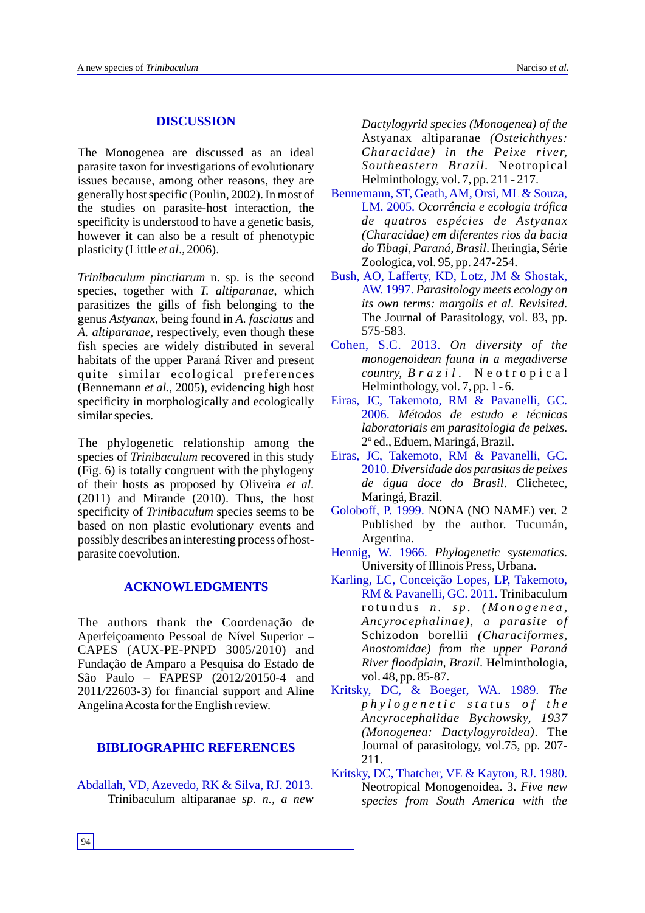## DISCUSSION

The Monogenea are discussed as an ideal parasite taxon for investigations of evolutionary issues because, among other reasons, they are generally host specific (Poulin, 2002). In most of the studies on parasite-host interaction, the specificity is understood to have a genetic basis, however it can also be a result of phenotypic plasticity (Little *et al*., 2006).

*Trinibaculum pinctiarum* n. sp. is the second species, together with *T. altiparanae*, which parasitizes the gills of fish belonging to the genus *Astyanax*, being found in *A. fasciatus* and *A. altiparanae*, respectively, even though these fish species are widely distributed in several habitats of the upper Paraná River and present quite similar ecological preferences (Bennemann *et al.,* 2005), evidencing high host specificity in morphologically and ecologically similar species.

The phylogenetic relationship among the species of *Trinibaculum* recovered in this study (Fig. 6) is totally congruent with the phylogeny of their hosts as proposed by Oliveira *et al.* (2011) and Mirande (2010). Thus, the host specificity of *Trinibaculum* species seems to be based on non plastic evolutionary events and possibly describes an interesting process of host-parasite coevolution.

## ACKNOWLEDGMENTS

The authors thank the Coordenação de Aperfeiçoamento Pessoal de Nível Superior – CAPES (AUX-PE-PNPD 3005/2010) and Fundação de Amparo a Pesquisa do Estado de São Paulo – FAPESP (2012/20150-4 and 2011/22603-3) for financial support and Aline Angelina Acosta for the English review.

## BIBLIOGRAPHIC REFERENCES

Abdallah, VD, Azevedo, RK & Silva, RJ. 2013. Trinibaculum altiparanae *sp. n., a new Dactylogyrid species (Monogenea) of the* Astyanax altiparanae *(Osteichthyes: Characidae) in the Peixe river, Southeastern Brazil*. Neotropical Helminthology, vol. 7, pp. 211 - 217.

Bennemann, ST, Geath, AM, Orsi, ML & Souza, LM. 2005. *Ocorrência e ecologia trófica de quatros espécies de Astyanax (Characidae) em diferentes rios da bacia do Tibagi, Paraná, Brasil*. Iheringia, Série Zoologica, vol. 95, pp. 247-254.

Bush, AO, Lafferty, KD, Lotz, JM & Shostak, AW. 1997. *Parasitology meets ecology on its own terms: margolis et al. Revisited*. The Journal of Parasitology, vol. 83, pp. 575-583.

Cohen, S.C. 2013. *On diversity of the monogenoidean fauna in a megadiverse country, Brazil*. Neotropical Helminthology, vol. 7, pp. 1 - 6.

Eiras, JC, Takemoto, RM & Pavanelli, GC. 2006. *Métodos de estudo e técnicas laboratoriais em parasitologia de peixes.* 2º ed., Eduem, Maringá, Brazil.

Eiras, JC, Takemoto, RM & Pavanelli, GC. 2010. *Diversidade dos parasitas de peixes de água doce do Brasil*. Clichetec, Maringá, Brazil.

Goloboff, P. 1999. NONA (NO NAME) ver. 2 Published by the author. Tucumán, Argentina.

Hennig, W. 1966. *Phylogenetic systematics*. University of Illinois Press, Urbana.

Karling, LC, Conceição Lopes, LP, Takemoto, RM & Pavanelli, GC. 2011. Trinibaculum rotundus *n. sp. (Monogenea, Ancyrocephalinae), a parasite of* Schizodon borellii *(Characiformes, Anostomidae) from the upper Paraná River floodplain, Brazil*. Helminthologia, vol. 48, pp. 85-87.

Kritsky, DC, & Boeger, WA. 1989. *The phylogenetic status of the Ancyrocephalidae Bychowsky, 1937 (Monogenea: Dactylogyroidea)*. The Journal of parasitology, vol.75, pp. 207-211.

Kritsky, DC, Thatcher, VE & Kayton, RJ. 1980. Neotropical Monogenoidea. 3. *Five new species from South America with the*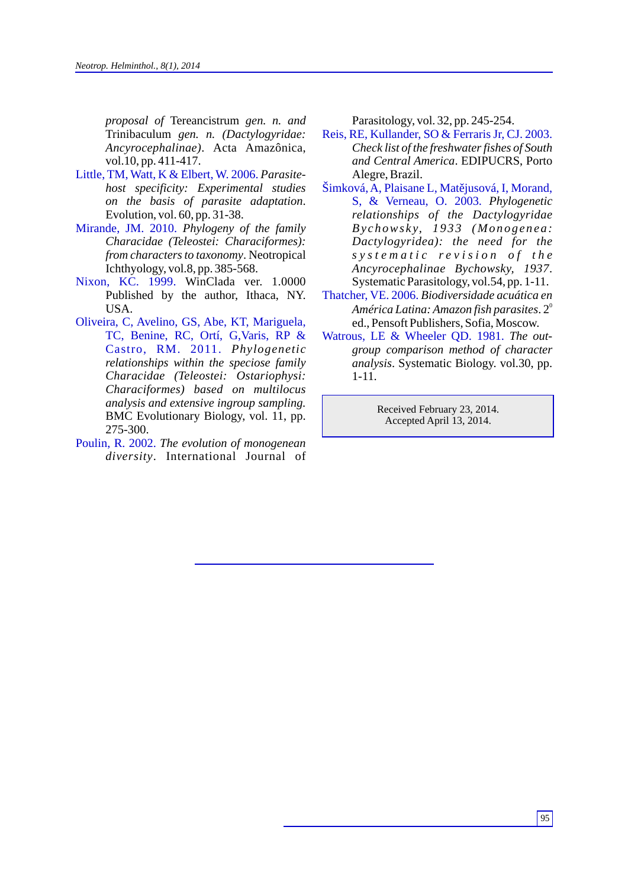*proposal of* Tereancistrum *gen. n. and* Trinibaculum *gen. n. (Dactylogyridae: Ancyrocephalinae)*. Acta Amazônica, vol.10, pp. 411-417.

Little, TM, Watt, K & Elbert, W. 2006. *Parasite-host specificity: Experimental studies on the basis of parasite adaptation*. Evolution, vol. 60, pp. 31-38.

Mirande, JM. 2010. *Phylogeny of the family Characidae (Teleostei: Characiformes): from characters to taxonomy*. Neotropical Ichthyology, vol.8, pp. 385-568.

Nixon, KC. 1999. WinClada ver. 1.0000 Published by the author, Ithaca, NY. USA.

Oliveira, C, Avelino, GS, Abe, KT, Mariguela, TC, Benine, RC, Ortí, G,Varis, RP & Castro, RM. 2011. *Phylogenetic relationships within the speciose family Characidae (Teleostei: Ostariophysi: Characiformes) based on multilocus analysis and extensive ingroup sampling.* BMC Evolutionary Biology, vol. 11, pp. 275-300.

Poulin, R. 2002. *The evolution of monogenean diversity*. International Journal of Parasitology, vol. 32, pp. 245-254.

Reis, RE, Kullander, SO & Ferraris Jr, CJ. 2003. *Check list of the freshwater fishes of South and Central America*. EDIPUCRS, Porto Alegre, Brazil.

Šimková, A, Plaisane L, Matějusová, I, Morand, S, & Verneau, O. 2003. *Phylogenetic relationships of the Dactylogyridae Bychowsky, 1933 (Monogenea: Dactylogyridea): the need for the systematic revision of the Ancyrocephalinae Bychowsky, 1937*. Systematic Parasitology, vol.54, pp. 1-11.

Thatcher, VE. 2006. *Biodiversidade acuática en América Latina: Amazon fish parasites*. 2° ed., Pensoft Publishers, Sofia, Moscow.

Watrous, LE & Wheeler QD. 1981. *The out-group comparison method of character analysis*. Systematic Biology. vol.30, pp. 1-11.

Received February 23, 2014.
Accepted April 13, 2014.